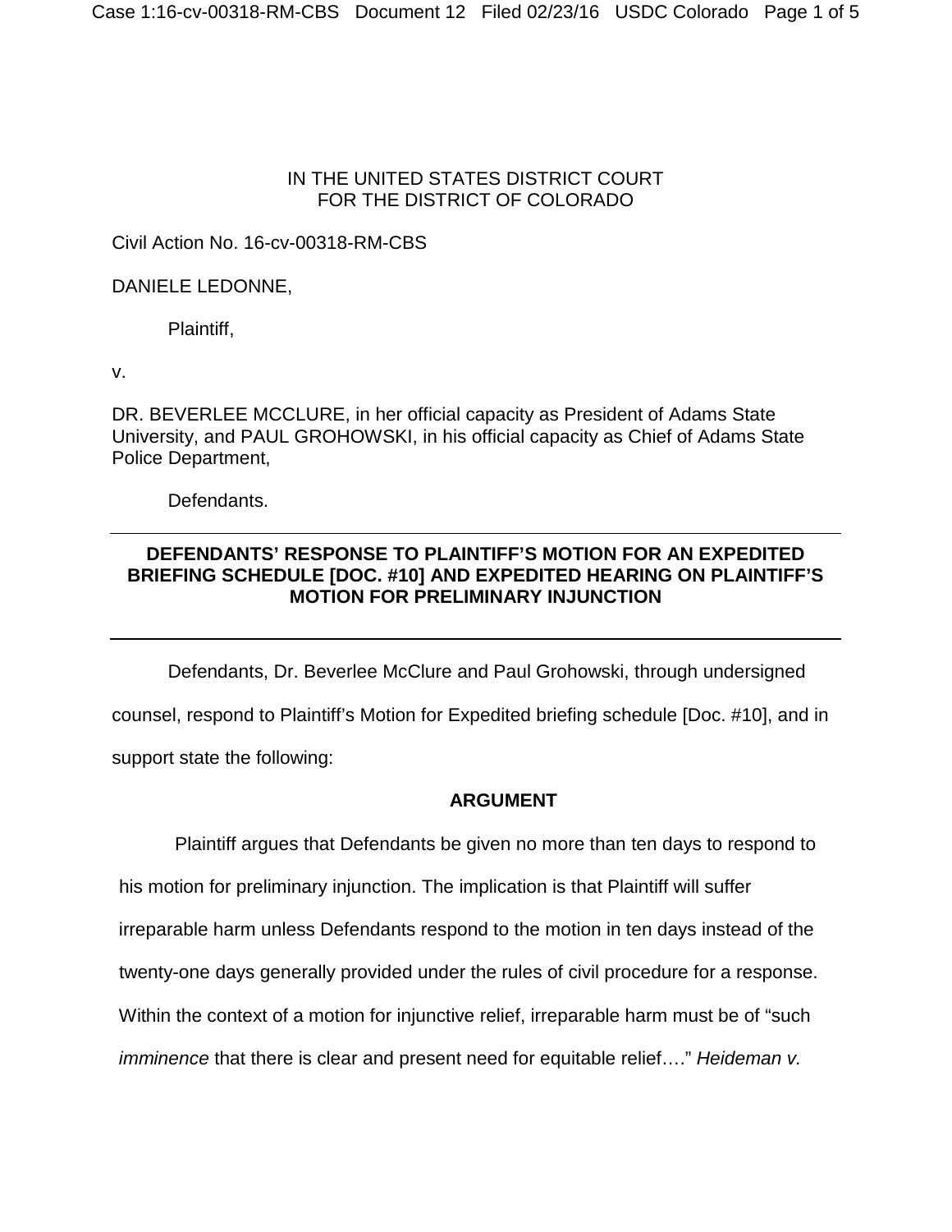IN THE UNITED STATES DISTRICT COURT
FOR THE DISTRICT OF COLORADO

Civil Action No. 16-cv-00318-RM-CBS

DANIELE LEDONNE,

Plaintiff,

v.

DR. BEVERLEE MCCLURE, in her official capacity as President of Adams State University, and PAUL GROHOWSKI, in his official capacity as Chief of Adams State Police Department,

Defendants.

---

**DEFENDANTS' RESPONSE TO PLAINTIFF'S MOTION FOR AN EXPEDITED BRIEFING SCHEDULE [DOC. #10] AND EXPEDITED HEARING ON PLAINTIFF'S MOTION FOR PRELIMINARY INJUNCTION**

---

Defendants, Dr. Beverlee McClure and Paul Grohowski, through undersigned counsel, respond to Plaintiff's Motion for Expedited briefing schedule [Doc. #10], and in support state the following:

## ARGUMENT

Plaintiff argues that Defendants be given no more than ten days to respond to his motion for preliminary injunction. The implication is that Plaintiff will suffer irreparable harm unless Defendants respond to the motion in ten days instead of the twenty-one days generally provided under the rules of civil procedure for a response. Within the context of a motion for injunctive relief, irreparable harm must be of "such *imminence* that there is clear and present need for equitable relief…." *Heideman v.*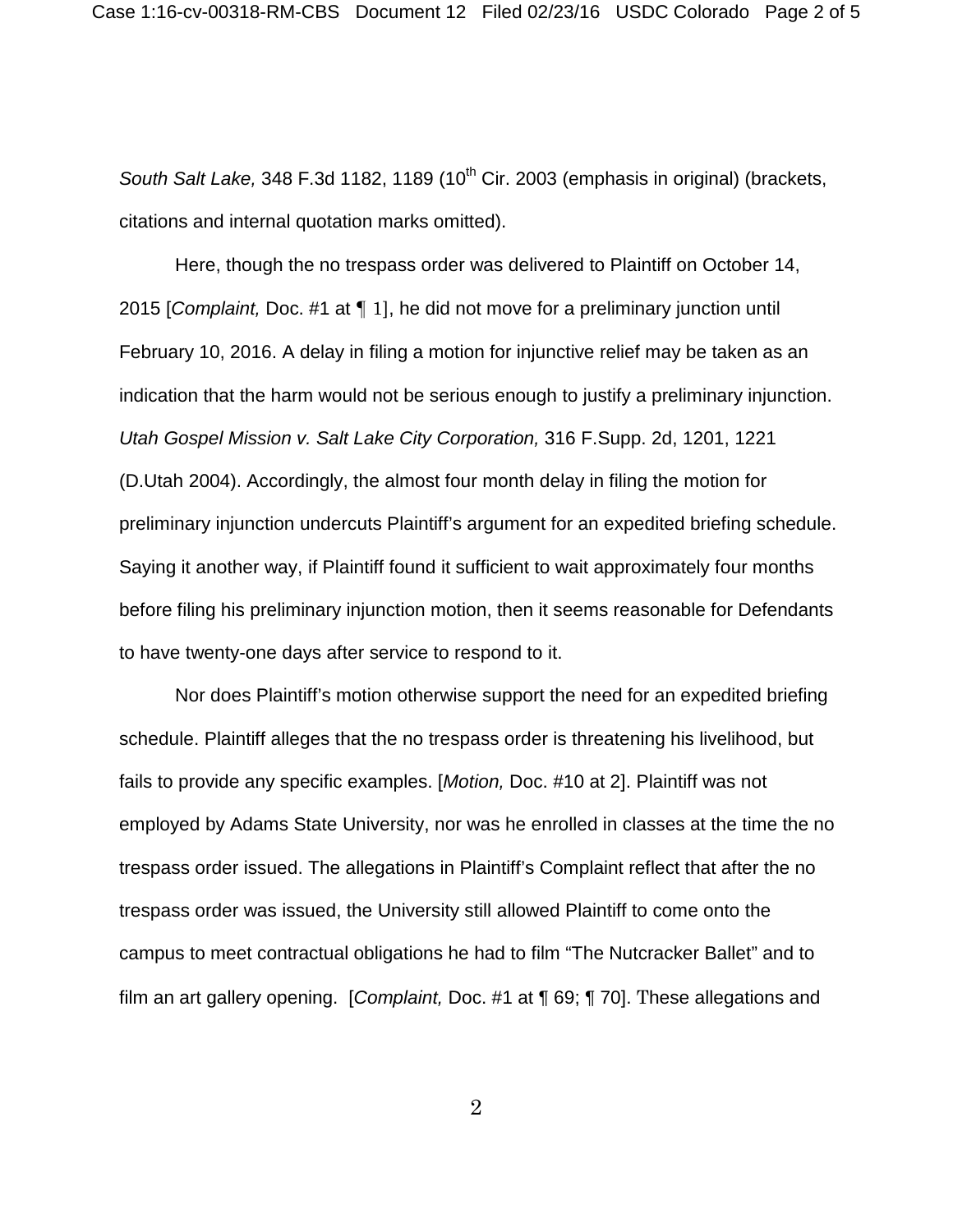*South Salt Lake,* 348 F.3d 1182, 1189 (10th Cir. 2003 (emphasis in original) (brackets, citations and internal quotation marks omitted).

Here, though the no trespass order was delivered to Plaintiff on October 14, 2015 [*Complaint,* Doc. #1 at ¶ 1], he did not move for a preliminary junction until February 10, 2016. A delay in filing a motion for injunctive relief may be taken as an indication that the harm would not be serious enough to justify a preliminary injunction. *Utah Gospel Mission v. Salt Lake City Corporation,* 316 F.Supp. 2d, 1201, 1221 (D.Utah 2004). Accordingly, the almost four month delay in filing the motion for preliminary injunction undercuts Plaintiff's argument for an expedited briefing schedule. Saying it another way, if Plaintiff found it sufficient to wait approximately four months before filing his preliminary injunction motion, then it seems reasonable for Defendants to have twenty-one days after service to respond to it.

Nor does Plaintiff's motion otherwise support the need for an expedited briefing schedule. Plaintiff alleges that the no trespass order is threatening his livelihood, but fails to provide any specific examples. [*Motion,* Doc. #10 at 2]. Plaintiff was not employed by Adams State University, nor was he enrolled in classes at the time the no trespass order issued. The allegations in Plaintiff's Complaint reflect that after the no trespass order was issued, the University still allowed Plaintiff to come onto the campus to meet contractual obligations he had to film "The Nutcracker Ballet" and to film an art gallery opening. [*Complaint,* Doc. #1 at ¶ 69; ¶ 70]. These allegations and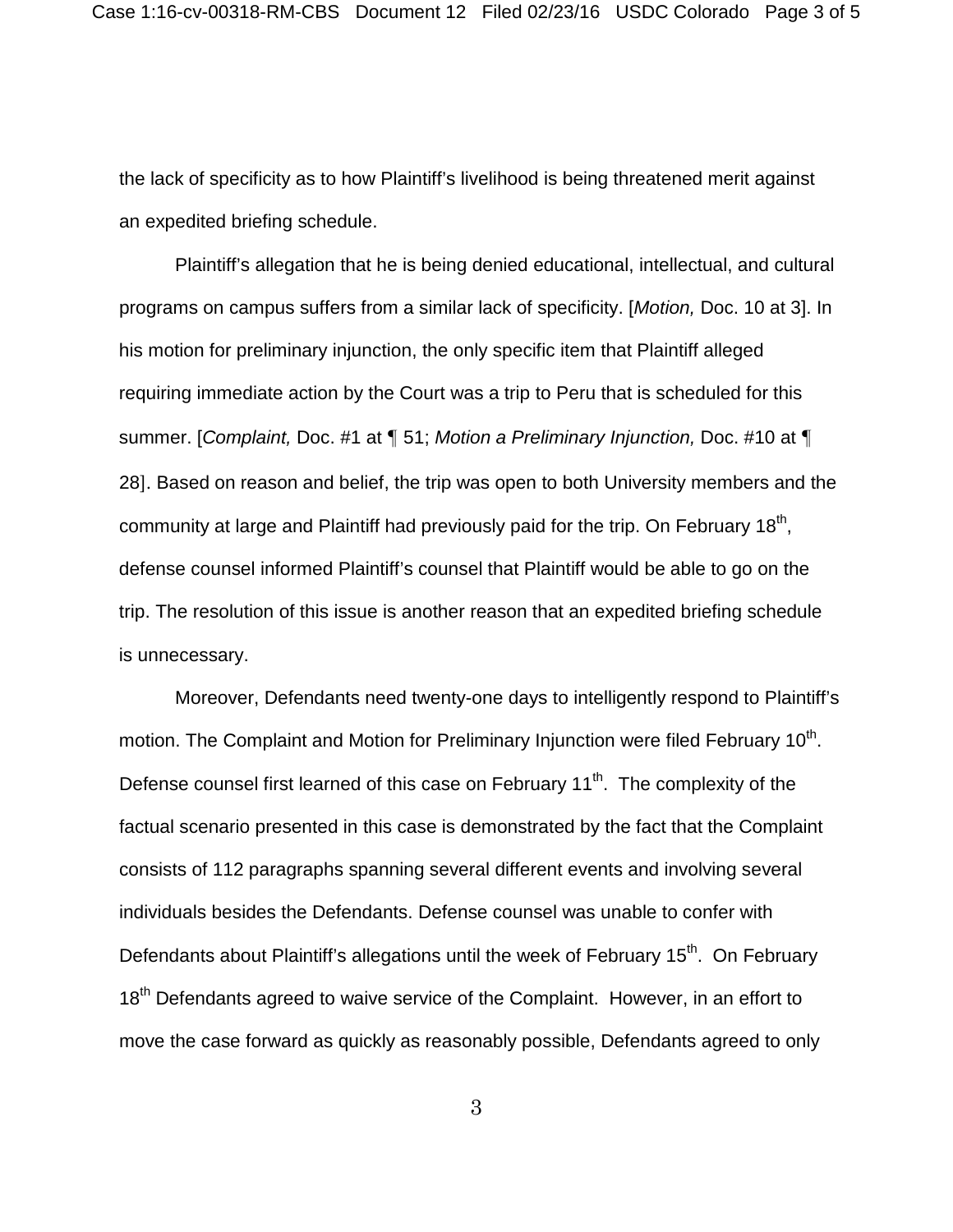the lack of specificity as to how Plaintiff's livelihood is being threatened merit against an expedited briefing schedule.

Plaintiff's allegation that he is being denied educational, intellectual, and cultural programs on campus suffers from a similar lack of specificity. [*Motion,* Doc. 10 at 3]. In his motion for preliminary injunction, the only specific item that Plaintiff alleged requiring immediate action by the Court was a trip to Peru that is scheduled for this summer. [*Complaint,* Doc. #1 at ¶ 51; *Motion a Preliminary Injunction,* Doc. #10 at ¶ 28]. Based on reason and belief, the trip was open to both University members and the community at large and Plaintiff had previously paid for the trip. On February 18th, defense counsel informed Plaintiff's counsel that Plaintiff would be able to go on the trip. The resolution of this issue is another reason that an expedited briefing schedule is unnecessary.

Moreover, Defendants need twenty-one days to intelligently respond to Plaintiff's motion. The Complaint and Motion for Preliminary Injunction were filed February 10th. Defense counsel first learned of this case on February 11th. The complexity of the factual scenario presented in this case is demonstrated by the fact that the Complaint consists of 112 paragraphs spanning several different events and involving several individuals besides the Defendants. Defense counsel was unable to confer with Defendants about Plaintiff's allegations until the week of February 15th. On February 18th Defendants agreed to waive service of the Complaint. However, in an effort to move the case forward as quickly as reasonably possible, Defendants agreed to only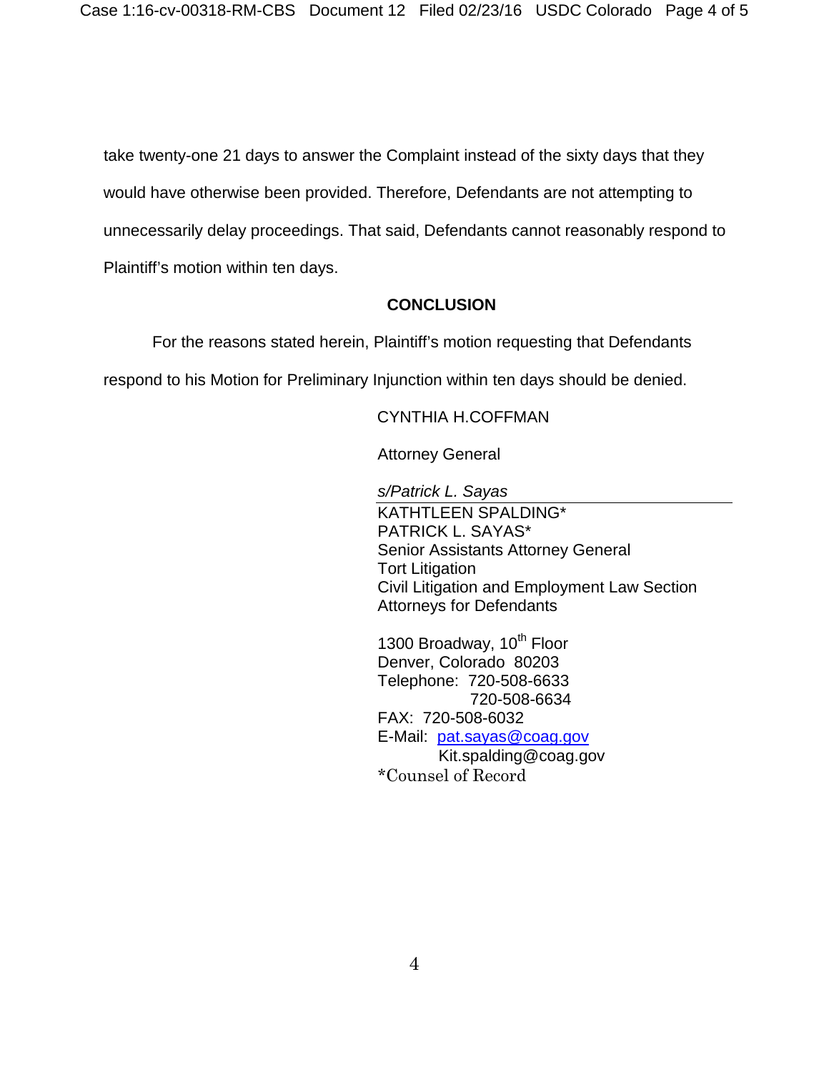take twenty-one 21 days to answer the Complaint instead of the sixty days that they would have otherwise been provided. Therefore, Defendants are not attempting to unnecessarily delay proceedings. That said, Defendants cannot reasonably respond to Plaintiff's motion within ten days.

## CONCLUSION

For the reasons stated herein, Plaintiff's motion requesting that Defendants respond to his Motion for Preliminary Injunction within ten days should be denied.

CYNTHIA H.COFFMAN

Attorney General

*s/Patrick L. Sayas*

KATHTLEEN SPALDING*
PATRICK L. SAYAS*
Senior Assistants Attorney General
Tort Litigation
Civil Litigation and Employment Law Section
Attorneys for Defendants

1300 Broadway, 10th Floor
Denver, Colorado 80203
Telephone: 720-508-6633
720-508-6634
FAX: 720-508-6032
E-Mail: pat.sayas@coag.gov
Kit.spalding@coag.gov
*Counsel of Record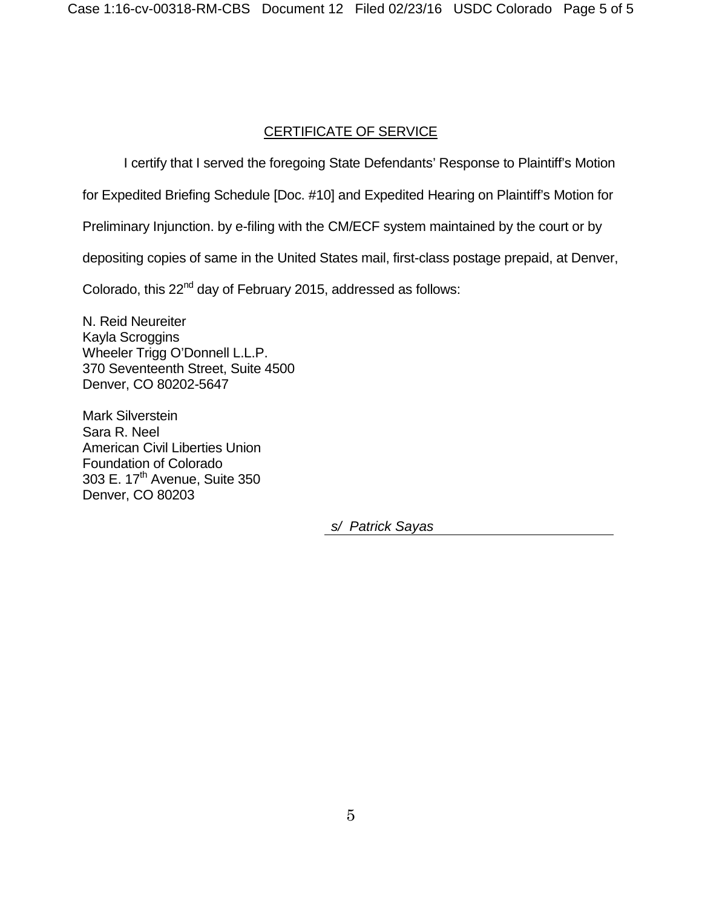## CERTIFICATE OF SERVICE

I certify that I served the foregoing State Defendants' Response to Plaintiff's Motion for Expedited Briefing Schedule [Doc. #10] and Expedited Hearing on Plaintiff's Motion for Preliminary Injunction. by e-filing with the CM/ECF system maintained by the court or by depositing copies of same in the United States mail, first-class postage prepaid, at Denver, Colorado, this 22nd day of February 2015, addressed as follows:

N. Reid Neureiter
Kayla Scroggins
Wheeler Trigg O'Donnell L.L.P.
370 Seventeenth Street, Suite 4500
Denver, CO 80202-5647

Mark Silverstein
Sara R. Neel
American Civil Liberties Union
Foundation of Colorado
303 E. 17th Avenue, Suite 350
Denver, CO 80203

*s/ Patrick Sayas*